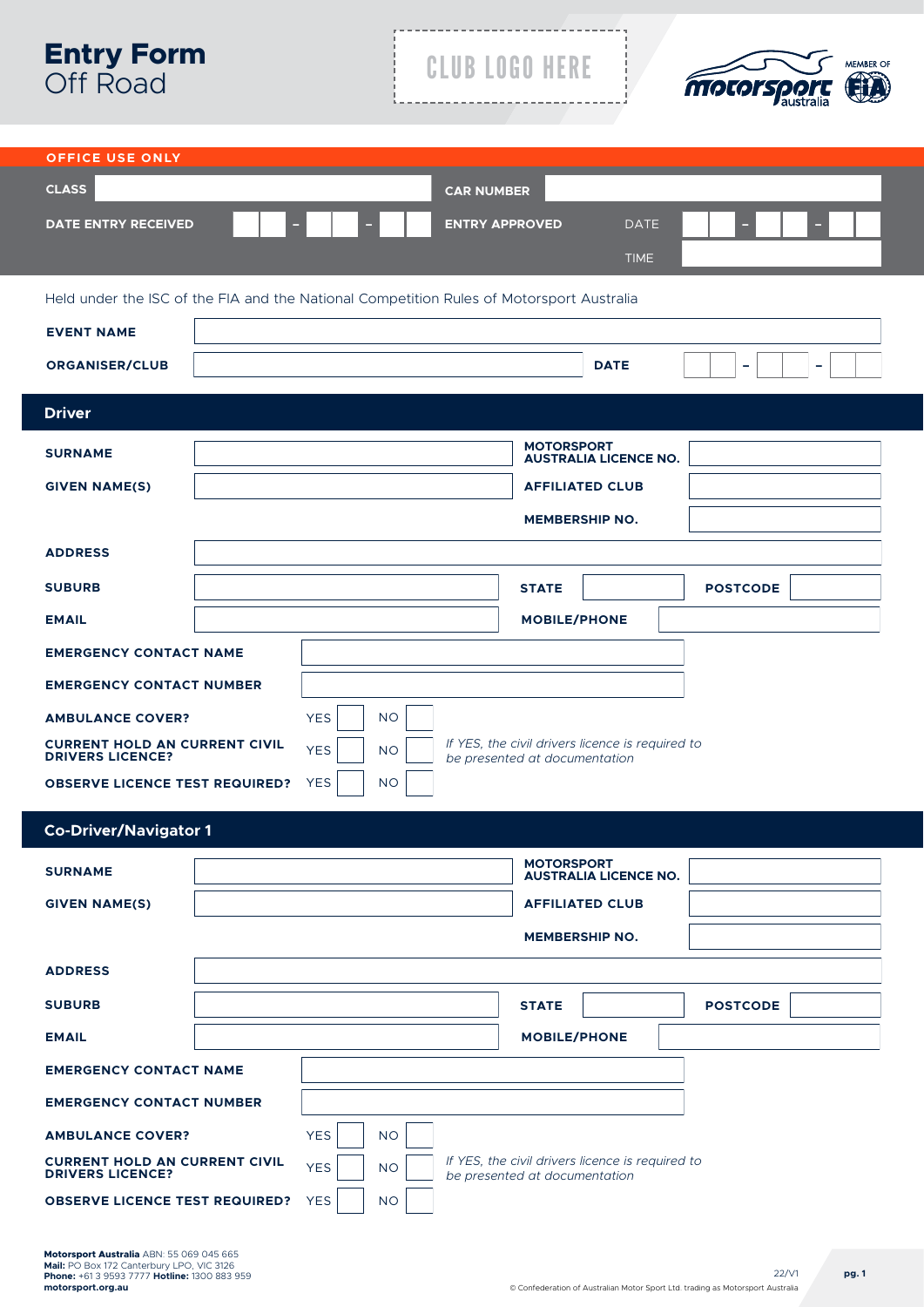# Entry Form
Off Road

CLUB LOGO HERE

MEMBER OF

## OFFICE USE ONLY

| | | | |
|---|---|---|---|
| **CLASS** | | **CAR NUMBER** | |
| **DATE ENTRY RECEIVED** | - - | **ENTRY APPROVED** | DATE - - |
| | | | TIME |

Held under the ISC of the FIA and the National Competition Rules of Motorsport Australia

| | | | |
|---|---|---|---|
| **EVENT NAME** | | | |
| **ORGANISER/CLUB** | | **DATE** | - - |

## Driver

| | | | |
|---|---|---|---|
| **SURNAME** | | **MOTORSPORT AUSTRALIA LICENCE NO.** | |
| **GIVEN NAME(S)** | | **AFFILIATED CLUB** | |
| | | **MEMBERSHIP NO.** | |
| **ADDRESS** | | | |
| **SUBURB** | | **STATE** | **POSTCODE** |
| **EMAIL** | | **MOBILE/PHONE** | |
| **EMERGENCY CONTACT NAME** | | | |
| **EMERGENCY CONTACT NUMBER** | | | |
| **AMBULANCE COVER?** | YES ☐ NO ☐ | | |
| **CURRENT HOLD AN CURRENT CIVIL DRIVERS LICENCE?** | YES ☐ NO ☐ | *If YES, the civil drivers licence is required to be presented at documentation* | |
| **OBSERVE LICENCE TEST REQUIRED?** | YES ☐ NO ☐ | | |

## Co-Driver/Navigator 1

| | | | |
|---|---|---|---|
| **SURNAME** | | **MOTORSPORT AUSTRALIA LICENCE NO.** | |
| **GIVEN NAME(S)** | | **AFFILIATED CLUB** | |
| | | **MEMBERSHIP NO.** | |
| **ADDRESS** | | | |
| **SUBURB** | | **STATE** | **POSTCODE** |
| **EMAIL** | | **MOBILE/PHONE** | |
| **EMERGENCY CONTACT NAME** | | | |
| **EMERGENCY CONTACT NUMBER** | | | |
| **AMBULANCE COVER?** | YES ☐ NO ☐ | | |
| **CURRENT HOLD AN CURRENT CIVIL DRIVERS LICENCE?** | YES ☐ NO ☐ | *If YES, the civil drivers licence is required to be presented at documentation* | |
| **OBSERVE LICENCE TEST REQUIRED?** | YES ☐ NO ☐ | | |

**Motorsport Australia** ABN: 55 069 045 665
**Mail:** PO Box 172 Canterbury LPO, VIC 3126
**Phone:** +61 3 9593 7777 **Hotline:** 1300 883 959
**motorsport.org.au**

22/V1

© Confederation of Australian Motor Sport Ltd. trading as Motorsport Australia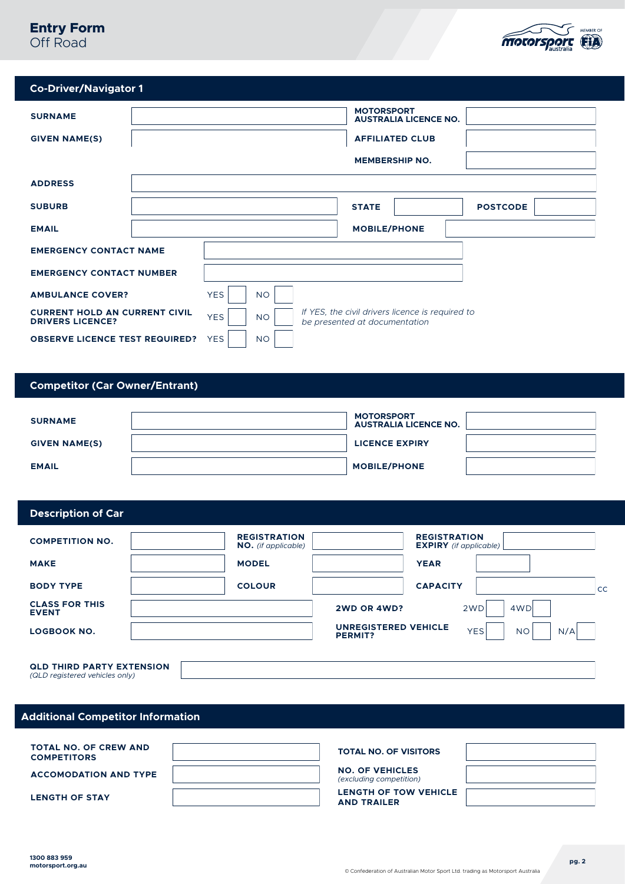**Entry Form**
Off Road

## Co-Driver/Navigator 1

| | | | |
|---|---|---|---|
| **SURNAME** | | **MOTORSPORT AUSTRALIA LICENCE NO.** | |
| **GIVEN NAME(S)** | | **AFFILIATED CLUB** | |
| | | **MEMBERSHIP NO.** | |
| **ADDRESS** | | | |
| **SUBURB** | | **STATE** | **POSTCODE** |
| **EMAIL** | | **MOBILE/PHONE** | |
| **EMERGENCY CONTACT NAME** | | | |
| **EMERGENCY CONTACT NUMBER** | | | |
| **AMBULANCE COVER?** | YES ☐ NO ☐ | | |
| **CURRENT HOLD AN CURRENT CIVIL DRIVERS LICENCE?** | YES ☐ NO ☐ | *If YES, the civil drivers licence is required to be presented at documentation* | |
| **OBSERVE LICENCE TEST REQUIRED?** | YES ☐ NO ☐ | | |

## Competitor (Car Owner/Entrant)

| | | | |
|---|---|---|---|
| **SURNAME** | | **MOTORSPORT AUSTRALIA LICENCE NO.** | |
| **GIVEN NAME(S)** | | **LICENCE EXPIRY** | |
| **EMAIL** | | **MOBILE/PHONE** | |

## Description of Car

| | | | | | |
|---|---|---|---|---|---|
| **COMPETITION NO.** | | **REGISTRATION NO.** *(if applicable)* | | **REGISTRATION EXPIRY** *(if applicable)* | |
| **MAKE** | | **MODEL** | | **YEAR** | |
| **BODY TYPE** | | **COLOUR** | | **CAPACITY** | CC |
| **CLASS FOR THIS EVENT** | | | **2WD OR 4WD?** | 2WD ☐ 4WD ☐ | |
| **LOGBOOK NO.** | | | **UNREGISTERED VEHICLE PERMIT?** | YES ☐ NO ☐ N/A ☐ | |

**QLD THIRD PARTY EXTENSION**
*(QLD registered vehicles only)*

## Additional Competitor Information

| | | | |
|---|---|---|---|
| **TOTAL NO. OF CREW AND COMPETITORS** | | **TOTAL NO. OF VISITORS** | |
| **ACCOMODATION AND TYPE** | | **NO. OF VEHICLES** *(excluding competition)* | |
| **LENGTH OF STAY** | | **LENGTH OF TOW VEHICLE AND TRAILER** | |

**1300 883 959**
**motorsport.org.au**

© Confederation of Australian Motor Sport Ltd. trading as Motorsport Australia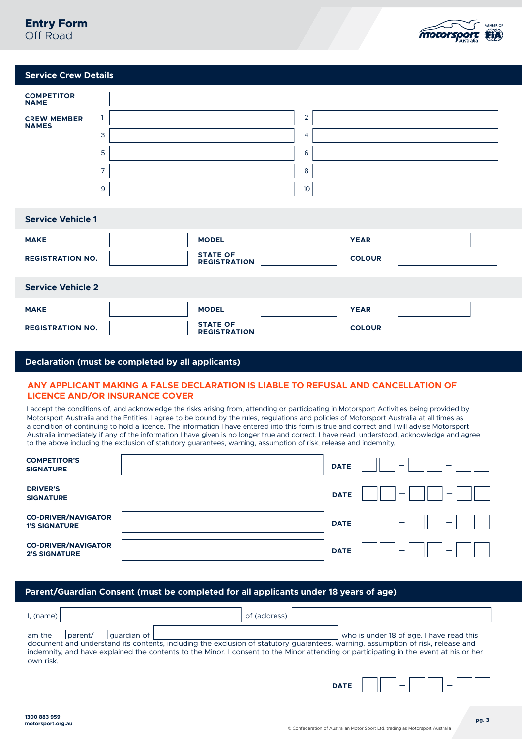# Entry Form
Off Road

## Service Crew Details

| | | | |
|---|---|---|---|
| **COMPETITOR NAME** | | | |
| **CREW MEMBER NAMES** | 1 | 2 | |
| | 3 | 4 | |
| | 5 | 6 | |
| | 7 | 8 | |
| | 9 | 10 | |

## Service Vehicle 1

| | | | | | |
|---|---|---|---|---|---|
| **MAKE** | | **MODEL** | | **YEAR** | |
| **REGISTRATION NO.** | | **STATE OF REGISTRATION** | | **COLOUR** | |

## Service Vehicle 2

| | | | | | |
|---|---|---|---|---|---|
| **MAKE** | | **MODEL** | | **YEAR** | |
| **REGISTRATION NO.** | | **STATE OF REGISTRATION** | | **COLOUR** | |

## Declaration (must be completed by all applicants)

**ANY APPLICANT MAKING A FALSE DECLARATION IS LIABLE TO REFUSAL AND CANCELLATION OF LICENCE AND/OR INSURANCE COVER**

I accept the conditions of, and acknowledge the risks arising from, attending or participating in Motorsport Activities being provided by Motorsport Australia and the Entities. I agree to be bound by the rules, regulations and policies of Motorsport Australia at all times as a condition of continuing to hold a licence. The information I have entered into this form is true and correct and I will advise Motorsport Australia immediately if any of the information I have given is no longer true and correct. I have read, understood, acknowledge and agree to the above including the exclusion of statutory guarantees, warning, assumption of risk, release and indemnity.

| | | | |
|---|---|---|---|
| **COMPETITOR'S SIGNATURE** | | **DATE** | __ __ – __ __ – __ __ |
| **DRIVER'S SIGNATURE** | | **DATE** | __ __ – __ __ – __ __ |
| **CO-DRIVER/NAVIGATOR 1'S SIGNATURE** | | **DATE** | __ __ – __ __ – __ __ |
| **CO-DRIVER/NAVIGATOR 2'S SIGNATURE** | | **DATE** | __ __ – __ __ – __ __ |

## Parent/Guardian Consent (must be completed for all applicants under 18 years of age)

I, (name) ______________________ of (address) ______________________

am the ☐ parent/ ☐ guardian of ______________________ who is under 18 of age. I have read this document and understand its contents, including the exclusion of statutory guarantees, warning, assumption of risk, release and indemnity, and have explained the contents to the Minor. I consent to the Minor attending or participating in the event at his or her own risk.

______________________ **DATE** __ __ – __ __ – __ __

1300 883 959
motorsport.org.au

© Confederation of Australian Motor Sport Ltd. trading as Motorsport Australia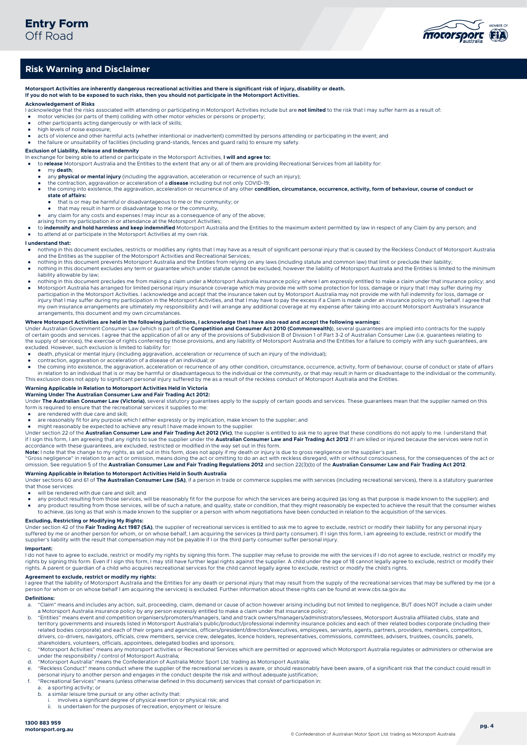# Entry Form
Off Road

## Risk Warning and Disclaimer

**Motorsport Activities are inherently dangerous recreational activities and there is significant risk of injury, disability or death.**
**If you do not wish to be exposed to such risks, then you should not participate in the Motorsport Activities.**

**Acknowledgement of Risks**

I acknowledge that the risks associated with attending or participating in Motorsport Activities include but are **not limited** to the risk that I may suffer harm as a result of:

- motor vehicles (or parts of them) colliding with other motor vehicles or persons or property;
- other participants acting dangerously or with lack of skills;
- high levels of noise exposure;
- acts of violence and other harmful acts (whether intentional or inadvertent) committed by persons attending or participating in the event; and
- the failure or unsuitability of facilities (including grand-stands, fences and guard rails) to ensure my safety.

**Exclusion of Liability, Release and Indemnity**

In exchange for being able to attend or participate in the Motorsport Activities, **I will and agree to:**

- to **release** Motorsport Australia and the Entities to the extent that any or all of them are providing Recreational Services from all liability for:
  - my **death**;
  - any **physical or mental injury** (including the aggravation, acceleration or recurrence of such an injury);
  - the contraction, aggravation or acceleration of a **disease** including but not only COVID-19;
  - the coming into existence, the aggravation, acceleration or recurrence of any other **condition, circumstance, occurrence, activity, form of behaviour, course of conduct or state of affairs:**
    - that is or may be harmful or disadvantageous to me or the community; or
    - that may result in harm or disadvantage to me or the community,
  - any claim for any costs and expenses I may incur as a consequence of any of the above;

  arising from my participation in or attendance at the Motorsport Activities;
- to **indemnify and hold harmless and keep indemnified** Motorsport Australia and the Entities to the maximum extent permitted by law in respect of any Claim by any person; and
- to attend at or participate in the Motorsport Activities at my own risk.

**I understand that:**

- nothing in this document excludes, restricts or modifies any rights that I may have as a result of significant personal injury that is caused by the Reckless Conduct of Motorsport Australia and the Entities as the supplier of the Motorsport Activities and Recreational Services;
- nothing in this document prevents Motorsport Australia and the Entities from relying on any laws (including statute and common law) that limit or preclude their liability;
- nothing in this document excludes any term or guarantee which under statute cannot be excluded, however the liability of Motorsport Australia and the Entities is limited to the minimum liability allowable by law;
- nothing in this document precludes me from making a claim under a Motorsport Australia insurance policy where I am expressly entitled to make a claim under that insurance policy; and
- Motorsport Australia has arranged for limited personal injury insurance coverage which may provide me with some protection for loss, damage or injury that I may suffer during my participation in the Motorsport Activities. I acknowledge and accept that the insurance taken out by Motorsport Australia may not provide me with full indemnity for loss, damage or injury that I may suffer during my participation in the Motorsport Activities, and that I may have to pay the excess if a Claim is made under an insurance policy on my behalf. I agree that my own insurance arrangements are ultimately my responsibility and I will arrange any additional coverage at my expense after taking into account Motorsport Australia's insurance arrangements, this document and my own circumstances.

**Where Motorsport Activities are held in the following jurisdictions, I acknowledge that I have also read and accept the following warnings:**

Under Australian Government Consumer Law (which is part of the **Competition and Consumer Act 2010 (Commonwealth)**), several guarantees are implied into contracts for the supply of certain goods and services. I agree that the application of all or any of the provisions of Subdivision B of Division 1 of Part 3-2 of Australian Consumer Law (i.e. guarantees relating to the supply of services), the exercise of rights conferred by those provisions, and any liability of Motorsport Australia and the Entities for a failure to comply with any such guarantees, are excluded. However, such exclusion is limited to liability for:

- death, physical or mental injury (including aggravation, acceleration or recurrence of such an injury of the individual);
- contraction, aggravation or acceleration of a disease of an individual; or
- the coming into existence, the aggravation, acceleration or recurrence of any other condition, circumstance, occurrence, activity, form of behaviour, course of conduct or state of affairs in relation to an individual that is or may be harmful or disadvantageous to the individual or the community, or that may result in harm or disadvantage to the individual or the community.

This exclusion does not apply to significant personal injury suffered by me as a result of the reckless conduct of Motorsport Australia and the Entities.

**Warning Applicable in Relation to Motorsport Activities Held in Victoria**
**Warning Under The Australian Consumer Law and Fair Trading Act 2012:**

Under **The Australian Consumer Law (Victoria)**, several statutory guarantees apply to the supply of certain goods and services. These guarantees mean that the supplier named on this form is required to ensure that the recreational services it supplies to me:

- are rendered with due care and skill;
- are reasonably fit for any purpose which I either expressly or by implication, make known to the supplier; and
- might reasonably be expected to achieve any result I have made known to the supplier.

Under section 22 of the **Australian Consumer Law and Fair Trading Act 2012 (Vic)**, the supplier is entitled to ask me to agree that these conditions do not apply to me. I understand that if I sign this form, I am agreeing that any rights to sue the supplier under the **Australian Consumer Law and Fair Trading Act 2012** if I am killed or injured because the services were not in accordance with these guarantees, are excluded, restricted or modified in the way set out in this form.

**Note:** I note that the change to my rights, as set out in this form, does not apply if my death or injury is due to gross negligence on the supplier's part.

"Gross negligence" in relation to an act or omission, means doing the act or omitting to do an act with reckless disregard, with or without consciousness, for the consequences of the act or omission. See regulation 5 of the **Australian Consumer Law and Fair Trading Regulations 2012** and section 22(3)(b) of the **Australian Consumer Law and Fair Trading Act 2012**.

**Warning Applicable in Relation to Motorsport Activities Held in South Australia**

Under sections 60 and 61 of **The Australian Consumer Law (SA)**, if a person in trade or commerce supplies me with services (including recreational services), there is a statutory guarantee that those services:

- will be rendered with due care and skill; and
- any product resulting from those services, will be reasonably fit for the purpose for which the services are being acquired (as long as that purpose is made known to the supplier); and
- any product resulting from those services, will be of such a nature, and quality, state or condition, that they might reasonably be expected to achieve the result that the consumer wishes to achieve, (as long as that wish is made known to the supplier or a person with whom negotiations have been conducted in relation to the acquisition of the services.

**Excluding, Restricting or Modifying My Rights:**

Under section 42 of the **Fair Trading Act 1987 (SA)**, the supplier of recreational services is entitled to ask me to agree to exclude, restrict or modify their liability for any personal injury suffered by me or another person for whom, or on whose behalf, I am acquiring the services (a third party consumer). If I sign this form, I am agreeing to exclude, restrict or modify the supplier's liability with the result that compensation may not be payable if I or the third party consumer suffer personal injury.

**Important:**

I do not have to agree to exclude, restrict or modify my rights by signing this form. The supplier may refuse to provide me with the services if I do not agree to exclude, restrict or modify my rights by signing this form. Even if I sign this form, I may still have further legal rights against the supplier. A child under the age of 18 cannot legally agree to exclude, restrict or modify their rights. A parent or guardian of a child who acquires recreational services for the child cannot legally agree to exclude, restrict or modify the child's rights.

**Agreement to exclude, restrict or modify my rights:**

I agree that the liability of Motorsport Australia and the Entities for any death or personal injury that may result from the supply of the recreational services that may be suffered by me (or a person for whom or on whose behalf I am acquiring the services) is excluded. Further information about these rights can be found at www.cbs.sa.gov.au

**Definitions:**

a. "Claim" means and includes any action, suit, proceeding, claim, demand or cause of action however arising including but not limited to negligence, BUT does NOT include a claim under a Motorsport Australia insurance policy by any person expressly entitled to make a claim under that insurance policy;
b. "Entities" means event and competition organisers/promoters/managers, land and track owners/managers/administrators/lessees, Motorsport Australia affiliated clubs, state and territory governments and insureds listed in Motorsport Australia's public/product/professional indemnity insurance policies and each of their related bodies corporate (including their related bodies corporate) and each of their organs and agencies, officers/president/directors/executives, employees, servants, agents, partners, providers, members, competitors, drivers, co-drivers, navigators, officials, crew members, service crew, delegates, licence holders, representatives, commissions, committees, advisers, trustees, councils, panels, shareholders, volunteers, officials, appointees, delegated bodies and sponsors;
c. "Motorsport Activities" means any motorsport activities or Recreational Services which are permitted or approved which Motorsport Australia regulates or administers or otherwise are under the responsibility / control of Motorsport Australia;
d. "Motorsport Australia" means the Confederation of Australia Motor Sport Ltd. trading as Motorsport Australia;
e. "Reckless Conduct" means conduct where the supplier of the recreational services is aware, or should reasonably have been aware, of a significant risk that the conduct could result in personal injury to another person and engages in the conduct despite the risk and without adequate justification;
f. "Recreational Services" means (unless otherwise defined in this document) services that consist of participation in:
   a. a sporting activity; or
   b. a similar leisure time pursuit or any other activity that:
      i. involves a significant degree of physical exertion or physical risk; and
      ii. is undertaken for the purposes of recreation, enjoyment or leisure.

**1300 883 959**
**motorsport.org.au**

© Confederation of Australian Motor Sport Ltd. trading as Motorsport Australia